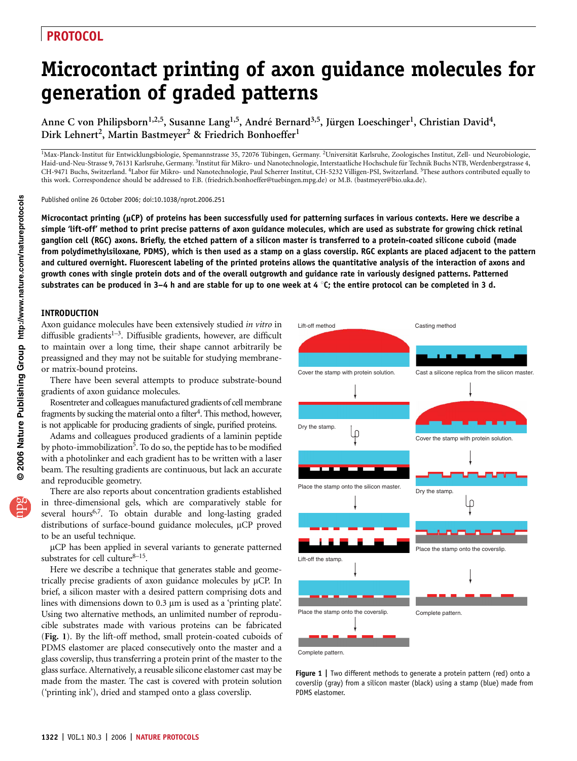# Microcontact printing of axon guidance molecules for generation of graded patterns

Anne C von Philipsborn[1,2,5], Susanne Lang[1,5], André Bernard[3,5], Jürgen Loeschinger[1], Christian David[4], Dirk Lehnert[2], Martin Bastmeyer[2] & Friedrich Bonhoeffer[1]

[1]Max-Planck-Institut für Entwicklungsbiologie, Spemannstrasse 35, 72076 Tübingen, Germany. [2]Universität Karlsruhe, Zoologisches Institut, Zell- und Neurobiologie, Haid-und-Neu-Strasse 9, 76131 Karlsruhe, Germany. [3]Institut für Mikro- und Nanotechnologie, Interstaatliche Hochschule für Technik Buchs NTB, Werdenbergstrasse 4, CH-9471 Buchs, Switzerland. [4]Labor für Mikro- und Nanotechnologie, Paul Scherrer Institut, CH-5232 Villigen-PSI, Switzerland. [5]These authors contributed equally to this work. Correspondence should be addressed to F.B. (friedrich.bonhoeffer@tuebingen.mpg.de) or M.B. (bastmeyer@bio.uka.de).

Published online 26 October 2006; doi:10.1038/nprot.2006.251

**Microcontact printing (μCP) of proteins has been successfully used for patterning surfaces in various contexts. Here we describe a simple 'lift-off' method to print precise patterns of axon guidance molecules, which are used as substrate for growing chick retinal ganglion cell (RGC) axons. Briefly, the etched pattern of a silicon master is transferred to a protein-coated silicone cuboid (made from polydimethylsiloxane, PDMS), which is then used as a stamp on a glass coverslip. RGC explants are placed adjacent to the pattern and cultured overnight. Fluorescent labeling of the printed proteins allows the quantitative analysis of the interaction of axons and growth cones with single protein dots and of the overall outgrowth and guidance rate in variously designed patterns. Patterned substrates can be produced in 3–4 h and are stable for up to one week at 4 °C; the entire protocol can be completed in 3 d.**

## INTRODUCTION

Axon guidance molecules have been extensively studied *in vitro* in diffusible gradients[1–3]. Diffusible gradients, however, are difficult to maintain over a long time, their shape cannot arbitrarily be preassigned and they may not be suitable for studying membrane- or matrix-bound proteins.

There have been several attempts to produce substrate-bound gradients of axon guidance molecules.

Rosentreter and colleagues manufactured gradients of cell membrane fragments by sucking the material onto a filter[4]. This method, however, is not applicable for producing gradients of single, purified proteins.

Adams and colleagues produced gradients of a laminin peptide by photo-immobilization[5]. To do so, the peptide has to be modified with a photolinker and each gradient has to be written with a laser beam. The resulting gradients are continuous, but lack an accurate and reproducible geometry.

There are also reports about concentration gradients established in three-dimensional gels, which are comparatively stable for several hours[6,7]. To obtain durable and long-lasting graded distributions of surface-bound guidance molecules, μCP proved to be an useful technique.

μCP has been applied in several variants to generate patterned substrates for cell culture[8–15].

Here we describe a technique that generates stable and geometrically precise gradients of axon guidance molecules by μCP. In brief, a silicon master with a desired pattern comprising dots and lines with dimensions down to 0.3 μm is used as a 'printing plate'. Using two alternative methods, an unlimited number of reproducible substrates made with various proteins can be fabricated (**Fig. 1**). By the lift-off method, small protein-coated cuboids of PDMS elastomer are placed consecutively onto the master and a glass coverslip, thus transferring a protein print of the master to the glass surface. Alternatively, a reusable silicone elastomer cast may be made from the master. The cast is covered with protein solution ('printing ink'), dried and stamped onto a glass coverslip.

Lift-off method: Cover the stamp with protein solution. → Dry the stamp. → Place the stamp onto the silicon master. → Lift-off the stamp. → Place the stamp onto the coverslip. → Complete pattern.

Casting method: Cast a silicone replica from the silicon master. → Cover the stamp with protein solution. → Dry the stamp. → Place the stamp onto the coverslip. → Complete pattern.

**Figure 1 |** Two different methods to generate a protein pattern (red) onto a coverslip (gray) from a silicon master (black) using a stamp (blue) made from PDMS elastomer.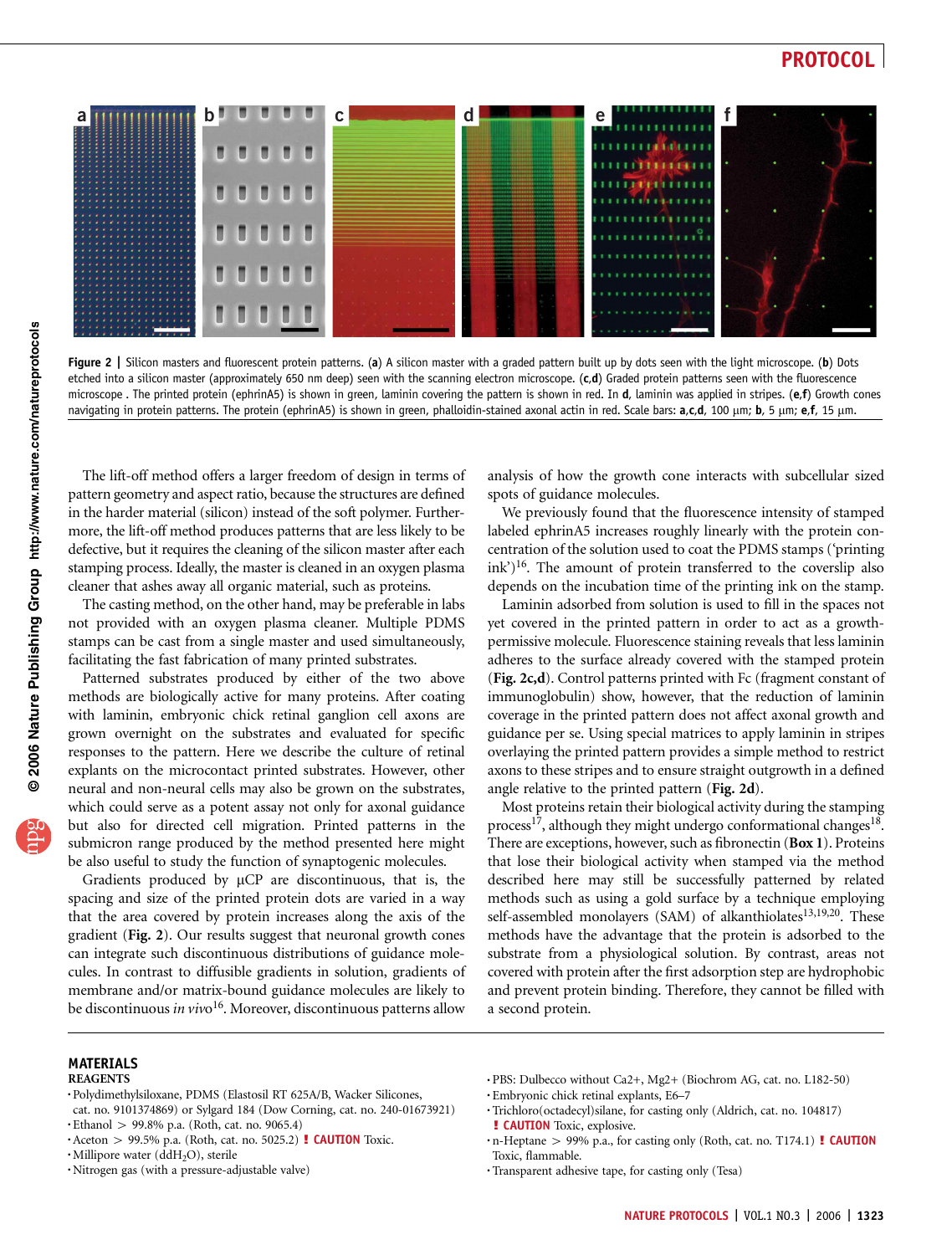Figure 2 | Silicon masters and fluorescent protein patterns. (**a**) A silicon master with a graded pattern built up by dots seen with the light microscope. (**b**) Dots etched into a silicon master (approximately 650 nm deep) seen with the scanning electron microscope. (**c**,**d**) Graded protein patterns seen with the fluorescence microscope . The printed protein (ephrinA5) is shown in green, laminin covering the pattern is shown in red. In **d**, laminin was applied in stripes. (**e**,**f**) Growth cones navigating in protein patterns. The protein (ephrinA5) is shown in green, phalloidin-stained axonal actin in red. Scale bars: **a**,**c**,**d**, 100 μm; **b**, 5 μm; **e**,**f**, 15 μm.

The lift-off method offers a larger freedom of design in terms of pattern geometry and aspect ratio, because the structures are defined in the harder material (silicon) instead of the soft polymer. Furthermore, the lift-off method produces patterns that are less likely to be defective, but it requires the cleaning of the silicon master after each stamping process. Ideally, the master is cleaned in an oxygen plasma cleaner that ashes away all organic material, such as proteins.

The casting method, on the other hand, may be preferable in labs not provided with an oxygen plasma cleaner. Multiple PDMS stamps can be cast from a single master and used simultaneously, facilitating the fast fabrication of many printed substrates.

Patterned substrates produced by either of the two above methods are biologically active for many proteins. After coating with laminin, embryonic chick retinal ganglion cell axons are grown overnight on the substrates and evaluated for specific responses to the pattern. Here we describe the culture of retinal explants on the microcontact printed substrates. However, other neural and non-neural cells may also be grown on the substrates, which could serve as a potent assay not only for axonal guidance but also for directed cell migration. Printed patterns in the submicron range produced by the method presented here might be also useful to study the function of synaptogenic molecules.

Gradients produced by μCP are discontinuous, that is, the spacing and size of the printed protein dots are varied in a way that the area covered by protein increases along the axis of the gradient (**Fig. 2**). Our results suggest that neuronal growth cones can integrate such discontinuous distributions of guidance molecules. In contrast to diffusible gradients in solution, gradients of membrane and/or matrix-bound guidance molecules are likely to be discontinuous *in vivo*[16]. Moreover, discontinuous patterns allow analysis of how the growth cone interacts with subcellular sized spots of guidance molecules.

We previously found that the fluorescence intensity of stamped labeled ephrinA5 increases roughly linearly with the protein concentration of the solution used to coat the PDMS stamps ('printing ink')[16]. The amount of protein transferred to the coverslip also depends on the incubation time of the printing ink on the stamp.

Laminin adsorbed from solution is used to fill in the spaces not yet covered in the printed pattern in order to act as a growth-permissive molecule. Fluorescence staining reveals that less laminin adheres to the surface already covered with the stamped protein (**Fig. 2c,d**). Control patterns printed with Fc (fragment constant of immunoglobulin) show, however, that the reduction of laminin coverage in the printed pattern does not affect axonal growth and guidance per se. Using special matrices to apply laminin in stripes overlaying the printed pattern provides a simple method to restrict axons to these stripes and to ensure straight outgrowth in a defined angle relative to the printed pattern (**Fig. 2d**).

Most proteins retain their biological activity during the stamping process[17], although they might undergo conformational changes[18]. There are exceptions, however, such as fibronectin (**Box 1**). Proteins that lose their biological activity when stamped via the method described here may still be successfully patterned by related methods such as using a gold surface by a technique employing self-assembled monolayers (SAM) of alkanthiolates[13,19,20]. These methods have the advantage that the protein is adsorbed to the substrate from a physiological solution. By contrast, areas not covered with protein after the first adsorption step are hydrophobic and prevent protein binding. Therefore, they cannot be filled with a second protein.

## MATERIALS

### REAGENTS

- Polydimethylsiloxane, PDMS (Elastosil RT 625A/B, Wacker Silicones, cat. no. 9101374869) or Sylgard 184 (Dow Corning, cat. no. 240-01673921)
- Ethanol > 99.8% p.a. (Roth, cat. no. 9065.4)
- Aceton > 99.5% p.a. (Roth, cat. no. 5025.2) **! CAUTION** Toxic.
- Millipore water ($ddH_2O$), sterile
- Nitrogen gas (with a pressure-adjustable valve)
- PBS: Dulbecco without Ca2+, Mg2+ (Biochrom AG, cat. no. L182-50)
- Embryonic chick retinal explants, E6–7
- Trichloro(octadecyl)silane, for casting only (Aldrich, cat. no. 104817) **! CAUTION** Toxic, explosive.
- n-Heptane > 99% p.a., for casting only (Roth, cat. no. T174.1) **! CAUTION** Toxic, flammable.
- Transparent adhesive tape, for casting only (Tesa)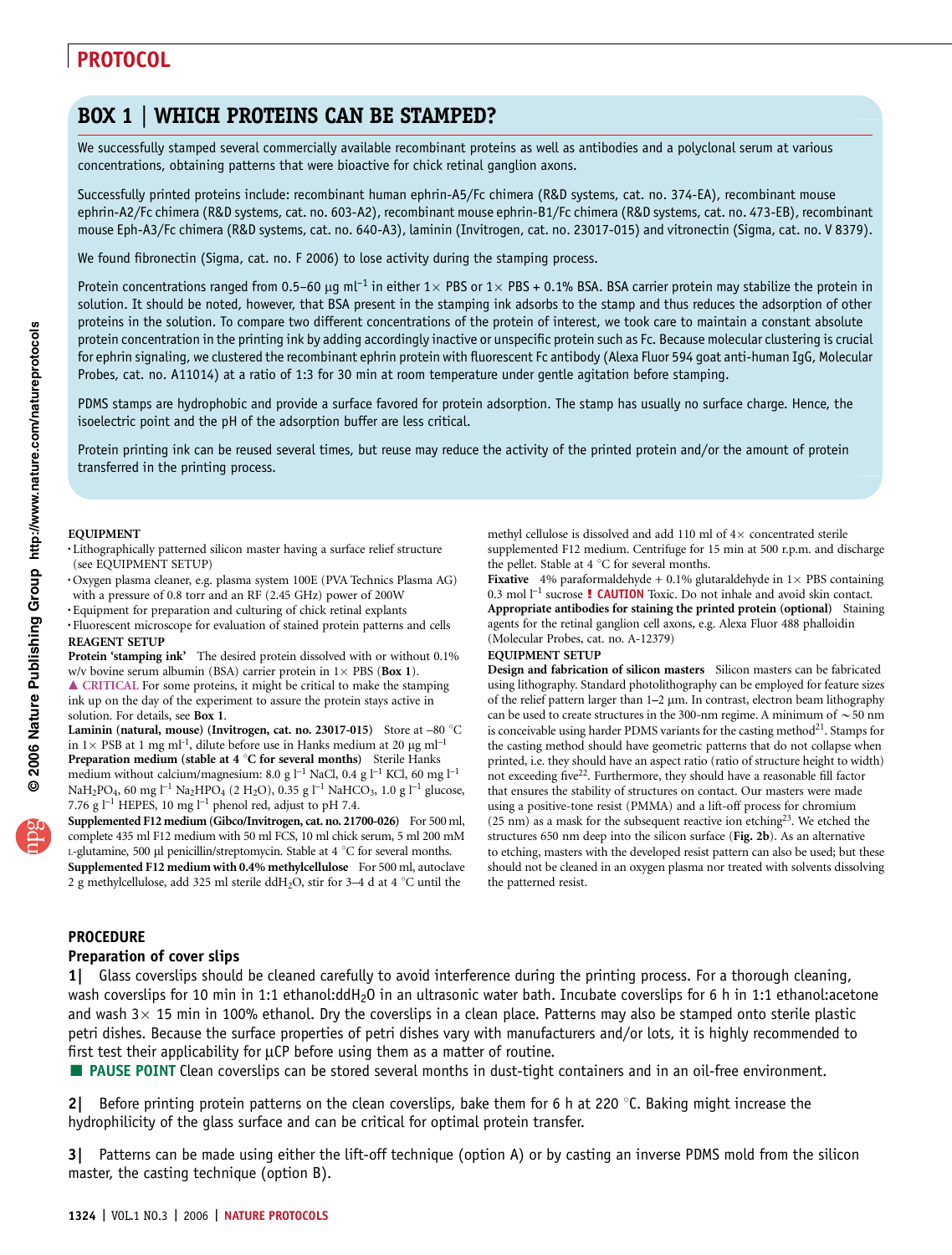## BOX 1 | WHICH PROTEINS CAN BE STAMPED?

We successfully stamped several commercially available recombinant proteins as well as antibodies and a polyclonal serum at various concentrations, obtaining patterns that were bioactive for chick retinal ganglion axons.

Successfully printed proteins include: recombinant human ephrin-A5/Fc chimera (R&D systems, cat. no. 374-EA), recombinant mouse ephrin-A2/Fc chimera (R&D systems, cat. no. 603-A2), recombinant mouse ephrin-B1/Fc chimera (R&D systems, cat. no. 473-EB), recombinant mouse Eph-A3/Fc chimera (R&D systems, cat. no. 640-A3), laminin (Invitrogen, cat. no. 23017-015) and vitronectin (Sigma, cat. no. V 8379).

We found fibronectin (Sigma, cat. no. F 2006) to lose activity during the stamping process.

Protein concentrations ranged from 0.5–60 μg $ml^{-1}$ in either 1× PBS or 1× PBS + 0.1% BSA. BSA carrier protein may stabilize the protein in solution. It should be noted, however, that BSA present in the stamping ink adsorbs to the stamp and thus reduces the adsorption of other proteins in the solution. To compare two different concentrations of the protein of interest, we took care to maintain a constant absolute protein concentration in the printing ink by adding accordingly inactive or unspecific protein such as Fc. Because molecular clustering is crucial for ephrin signaling, we clustered the recombinant ephrin protein with fluorescent Fc antibody (Alexa Fluor 594 goat anti-human IgG, Molecular Probes, cat. no. A11014) at a ratio of 1:3 for 30 min at room temperature under gentle agitation before stamping.

PDMS stamps are hydrophobic and provide a surface favored for protein adsorption. The stamp has usually no surface charge. Hence, the isoelectric point and the pH of the adsorption buffer are less critical.

Protein printing ink can be reused several times, but reuse may reduce the activity of the printed protein and/or the amount of protein transferred in the printing process.

### EQUIPMENT

- Lithographically patterned silicon master having a surface relief structure (see EQUIPMENT SETUP)
- Oxygen plasma cleaner, e.g. plasma system 100E (PVA Technics Plasma AG) with a pressure of 0.8 torr and an RF (2.45 GHz) power of 200W
- Equipment for preparation and culturing of chick retinal explants
- Fluorescent microscope for evaluation of stained protein patterns and cells

### REAGENT SETUP

**Protein 'stamping ink'** The desired protein dissolved with or without 0.1% w/v bovine serum albumin (BSA) carrier protein in 1× PBS (**Box 1**).
▲ CRITICAL For some proteins, it might be critical to make the stamping ink up on the day of the experiment to assure the protein stays active in solution. For details, see **Box 1**.

**Laminin (natural, mouse) (Invitrogen, cat. no. 23017-015)** Store at –80 °C in 1× PSB at 1 mg $ml^{-1}$, dilute before use in Hanks medium at 20 μg $ml^{-1}$

**Preparation medium (stable at 4 °C for several months)** Sterile Hanks medium without calcium/magnesium: 8.0 g $l^{-1}$ NaCl, 0.4 g $l^{-1}$ KCl, 60 mg $l^{-1}$ $NaH_2PO_4$, 60 mg $l^{-1}$ $Na_2HPO_4$ (2 $H_2O$), 0.35 g $l^{-1}$ $NaHCO_3$, 1.0 g $l^{-1}$ glucose, 7.76 g $l^{-1}$ HEPES, 10 mg $l^{-1}$ phenol red, adjust to pH 7.4.

**Supplemented F12 medium (Gibco/Invitrogen, cat. no. 21700-026)** For 500 ml, complete 435 ml F12 medium with 50 ml FCS, 10 ml chick serum, 5 ml 200 mM L-glutamine, 500 μl penicillin/streptomycin. Stable at 4 °C for several months.

**Supplemented F12 medium with 0.4% methylcellulose** For 500 ml, autoclave 2 g methylcellulose, add 325 ml sterile $ddH_2O$, stir for 3–4 d at 4 °C until the methyl cellulose is dissolved and add 110 ml of 4× concentrated sterile supplemented F12 medium. Centrifuge for 15 min at 500 r.p.m. and discharge the pellet. Stable at 4 °C for several months.

**Fixative** 4% paraformaldehyde + 0.1% glutaraldehyde in 1× PBS containing 0.3 mol $l^{-1}$ sucrose **! CAUTION** Toxic. Do not inhale and avoid skin contact.

**Appropriate antibodies for staining the printed protein (optional)** Staining agents for the retinal ganglion cell axons, e.g. Alexa Fluor 488 phalloidin (Molecular Probes, cat. no. A-12379)

### EQUIPMENT SETUP

**Design and fabrication of silicon masters** Silicon masters can be fabricated using lithography. Standard photolithography can be employed for feature sizes of the relief pattern larger than 1–2 μm. In contrast, electron beam lithography can be used to create structures in the 300-nm regime. A minimum of ~50 nm is conceivable using harder PDMS variants for the casting method[21]. Stamps for the casting method should have geometric patterns that do not collapse when printed, i.e. they should have an aspect ratio (ratio of structure height to width) not exceeding five[22]. Furthermore, they should have a reasonable fill factor that ensures the stability of structures on contact. Our masters were made using a positive-tone resist (PMMA) and a lift-off process for chromium (25 nm) as a mask for the subsequent reactive ion etching[23]. We etched the structures 650 nm deep into the silicon surface (**Fig. 2b**). As an alternative to etching, masters with the developed resist pattern can also be used; but these should not be cleaned in an oxygen plasma nor treated with solvents dissolving the patterned resist.

## PROCEDURE

### Preparation of cover slips

**1|** Glass coverslips should be cleaned carefully to avoid interference during the printing process. For a thorough cleaning, wash coverslips for 10 min in 1:1 ethanol:$ddH_2O$ in an ultrasonic water bath. Incubate coverslips for 6 h in 1:1 ethanol:acetone and wash 3× 15 min in 100% ethanol. Dry the coverslips in a clean place. Patterns may also be stamped onto sterile plastic petri dishes. Because the surface properties of petri dishes vary with manufacturers and/or lots, it is highly recommended to first test their applicability for μCP before using them as a matter of routine.

■ **PAUSE POINT** Clean coverslips can be stored several months in dust-tight containers and in an oil-free environment.

**2|** Before printing protein patterns on the clean coverslips, bake them for 6 h at 220 °C. Baking might increase the hydrophilicity of the glass surface and can be critical for optimal protein transfer.

**3|** Patterns can be made using either the lift-off technique (option A) or by casting an inverse PDMS mold from the silicon master, the casting technique (option B).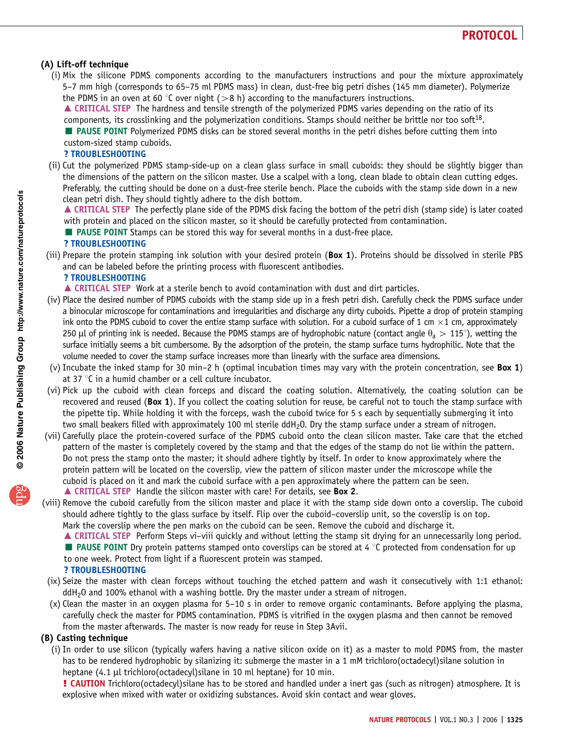**(A) Lift-off technique**

(i) Mix the silicone PDMS components according to the manufacturers instructions and pour the mixture approximately 5–7 mm high (corresponds to 65–75 ml PDMS mass) in clean, dust-free big petri dishes (145 mm diameter). Polymerize the PDMS in an oven at 60 °C over night (>8 h) according to the manufacturers instructions.

▲ **CRITICAL STEP** The hardness and tensile strength of the polymerized PDMS varies depending on the ratio of its components, its crosslinking and the polymerization conditions. Stamps should neither be brittle nor too soft[18].

■ **PAUSE POINT** Polymerized PDMS disks can be stored several months in the petri dishes before cutting them into custom-sized stamp cuboids.

**? TROUBLESHOOTING**

(ii) Cut the polymerized PDMS stamp-side-up on a clean glass surface in small cuboids: they should be slightly bigger than the dimensions of the pattern on the silicon master. Use a scalpel with a long, clean blade to obtain clean cutting edges. Preferably, the cutting should be done on a dust-free sterile bench. Place the cuboids with the stamp side down in a new clean petri dish. They should tightly adhere to the dish bottom.

▲ **CRITICAL STEP** The perfectly plane side of the PDMS disk facing the bottom of the petri dish (stamp side) is later coated with protein and placed on the silicon master, so it should be carefully protected from contamination.

■ **PAUSE POINT** Stamps can be stored this way for several months in a dust-free place.

**? TROUBLESHOOTING**

(iii) Prepare the protein stamping ink solution with your desired protein (**Box 1**). Proteins should be dissolved in sterile PBS and can be labeled before the printing process with fluorescent antibodies.

**? TROUBLESHOOTING**

▲ **CRITICAL STEP** Work at a sterile bench to avoid contamination with dust and dirt particles.

(iv) Place the desired number of PDMS cuboids with the stamp side up in a fresh petri dish. Carefully check the PDMS surface under a binocular microscope for contaminations and irregularities and discharge any dirty cuboids. Pipette a drop of protein stamping ink onto the PDMS cuboid to cover the entire stamp surface with solution. For a cuboid surface of 1 cm × 1 cm, approximately 250 µl of printing ink is needed. Because the PDMS stamps are of hydrophobic nature (contact angle $\theta_a > 115°$), wetting the surface initially seems a bit cumbersome. By the adsorption of the protein, the stamp surface turns hydrophilic. Note that the volume needed to cover the stamp surface increases more than linearly with the surface area dimensions.

(v) Incubate the inked stamp for 30 min–2 h (optimal incubation times may vary with the protein concentration, see **Box 1**) at 37 °C in a humid chamber or a cell culture incubator.

(vi) Pick up the cuboid with clean forceps and discard the coating solution. Alternatively, the coating solution can be recovered and reused (**Box 1**). If you collect the coating solution for reuse, be careful not to touch the stamp surface with the pipette tip. While holding it with the forceps, wash the cuboid twice for 5 s each by sequentially submerging it into two small beakers filled with approximately 100 ml sterile dd$H_2O$. Dry the stamp surface under a stream of nitrogen.

(vii) Carefully place the protein-covered surface of the PDMS cuboid onto the clean silicon master. Take care that the etched pattern of the master is completely covered by the stamp and that the edges of the stamp do not lie within the pattern. Do not press the stamp onto the master; it should adhere tightly by itself. In order to know approximately where the protein pattern will be located on the coverslip, view the pattern of silicon master under the microscope while the cuboid is placed on it and mark the cuboid surface with a pen approximately where the pattern can be seen.

▲ **CRITICAL STEP** Handle the silicon master with care! For details, see **Box 2**.

(viii) Remove the cuboid carefully from the silicon master and place it with the stamp side down onto a coverslip. The cuboid should adhere tightly to the glass surface by itself. Flip over the cuboid–coverslip unit, so the coverslip is on top. Mark the coverslip where the pen marks on the cuboid can be seen. Remove the cuboid and discharge it.

▲ **CRITICAL STEP** Perform Steps vi–viii quickly and without letting the stamp sit drying for an unnecessarily long period.

■ **PAUSE POINT** Dry protein patterns stamped onto coverslips can be stored at 4 °C protected from condensation for up to one week. Protect from light if a fluorescent protein was stamped.

**? TROUBLESHOOTING**

(ix) Seize the master with clean forceps without touching the etched pattern and wash it consecutively with 1:1 ethanol: dd$H_2O$ and 100% ethanol with a washing bottle. Dry the master under a stream of nitrogen.

(x) Clean the master in an oxygen plasma for 5–10 s in order to remove organic contaminants. Before applying the plasma, carefully check the master for PDMS contamination. PDMS is vitrified in the oxygen plasma and then cannot be removed from the master afterwards. The master is now ready for reuse in Step 3Avii.

**(B) Casting technique**

(i) In order to use silicon (typically wafers having a native silicon oxide on it) as a master to mold PDMS from, the master has to be rendered hydrophobic by silanizing it: submerge the master in a 1 mM trichloro(octadecyl)silane solution in heptane (4.1 µl trichloro(octadecyl)silane in 10 ml heptane) for 10 min.

**! CAUTION** Trichloro(octadecyl)silane has to be stored and handled under a inert gas (such as nitrogen) atmosphere. It is explosive when mixed with water or oxidizing substances. Avoid skin contact and wear gloves.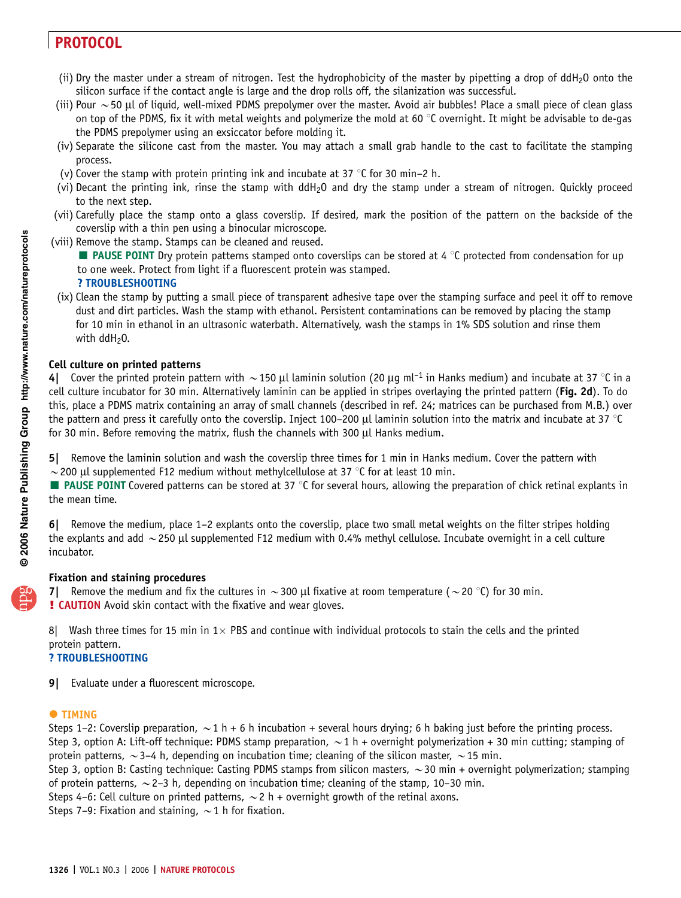(ii) Dry the master under a stream of nitrogen. Test the hydrophobicity of the master by pipetting a drop of $ddH_2O$ onto the silicon surface if the contact angle is large and the drop rolls off, the silanization was successful.

(iii) Pour ~50 µl of liquid, well-mixed PDMS prepolymer over the master. Avoid air bubbles! Place a small piece of clean glass on top of the PDMS, fix it with metal weights and polymerize the mold at 60 °C overnight. It might be advisable to de-gas the PDMS prepolymer using an exsiccator before molding it.

(iv) Separate the silicone cast from the master. You may attach a small grab handle to the cast to facilitate the stamping process.

(v) Cover the stamp with protein printing ink and incubate at 37 °C for 30 min–2 h.

(vi) Decant the printing ink, rinse the stamp with $ddH_2O$ and dry the stamp under a stream of nitrogen. Quickly proceed to the next step.

(vii) Carefully place the stamp onto a glass coverslip. If desired, mark the position of the pattern on the backside of the coverslip with a thin pen using a binocular microscope.

(viii) Remove the stamp. Stamps can be cleaned and reused.

■ **PAUSE POINT** Dry protein patterns stamped onto coverslips can be stored at 4 °C protected from condensation for up to one week. Protect from light if a fluorescent protein was stamped.

**? TROUBLESHOOTING**

(ix) Clean the stamp by putting a small piece of transparent adhesive tape over the stamping surface and peel it off to remove dust and dirt particles. Wash the stamp with ethanol. Persistent contaminations can be removed by placing the stamp for 10 min in ethanol in an ultrasonic waterbath. Alternatively, wash the stamps in 1% SDS solution and rinse them with $ddH_2O$.

### Cell culture on printed patterns

**4|** Cover the printed protein pattern with ~150 µl laminin solution (20 µg $ml^{-1}$ in Hanks medium) and incubate at 37 °C in a cell culture incubator for 30 min. Alternatively laminin can be applied in stripes overlaying the printed pattern (**Fig. 2d**). To do this, place a PDMS matrix containing an array of small channels (described in ref. 24; matrices can be purchased from M.B.) over the pattern and press it carefully onto the coverslip. Inject 100–200 µl laminin solution into the matrix and incubate at 37 °C for 30 min. Before removing the matrix, flush the channels with 300 µl Hanks medium.

**5|** Remove the laminin solution and wash the coverslip three times for 1 min in Hanks medium. Cover the pattern with ~200 µl supplemented F12 medium without methylcellulose at 37 °C for at least 10 min.

■ **PAUSE POINT** Covered patterns can be stored at 37 °C for several hours, allowing the preparation of chick retinal explants in the mean time.

**6|** Remove the medium, place 1–2 explants onto the coverslip, place two small metal weights on the filter stripes holding the explants and add ~250 µl supplemented F12 medium with 0.4% methyl cellulose. Incubate overnight in a cell culture incubator.

### Fixation and staining procedures

**7|** Remove the medium and fix the cultures in ~300 µl fixative at room temperature (~20 °C) for 30 min.

**! CAUTION** Avoid skin contact with the fixative and wear gloves.

**8|** Wash three times for 15 min in 1× PBS and continue with individual protocols to stain the cells and the printed protein pattern.

**? TROUBLESHOOTING**

**9|** Evaluate under a fluorescent microscope.

● **TIMING**

Steps 1–2: Coverslip preparation, ~1 h + 6 h incubation + several hours drying; 6 h baking just before the printing process.

Step 3, option A: Lift-off technique: PDMS stamp preparation, ~1 h + overnight polymerization + 30 min cutting; stamping of protein patterns, ~3–4 h, depending on incubation time; cleaning of the silicon master, ~15 min.

Step 3, option B: Casting technique: Casting PDMS stamps from silicon masters, ~30 min + overnight polymerization; stamping of protein patterns, ~2–3 h, depending on incubation time; cleaning of the stamp, 10–30 min.

Steps 4–6: Cell culture on printed patterns, ~2 h + overnight growth of the retinal axons.

Steps 7–9: Fixation and staining, ~1 h for fixation.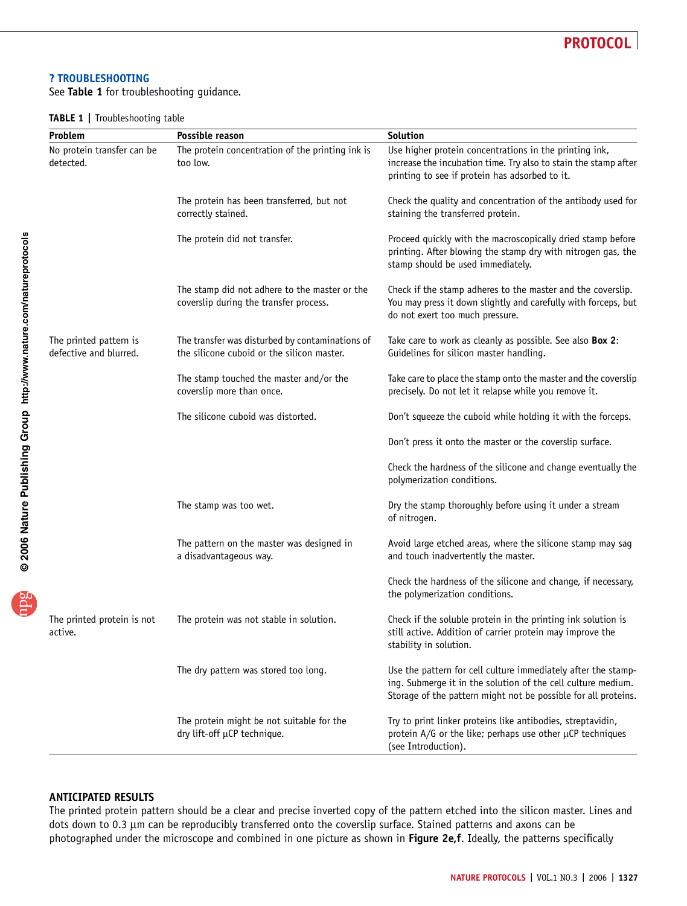## ? TROUBLESHOOTING

See **Table 1** for troubleshooting guidance.

**TABLE 1** | Troubleshooting table

| Problem | Possible reason | Solution |
|---|---|---|
| No protein transfer can be detected. | The protein concentration of the printing ink is too low. | Use higher protein concentrations in the printing ink, increase the incubation time. Try also to stain the stamp after printing to see if protein has adsorbed to it. |
| | The protein has been transferred, but not correctly stained. | Check the quality and concentration of the antibody used for staining the transferred protein. |
| | The protein did not transfer. | Proceed quickly with the macroscopically dried stamp before printing. After blowing the stamp dry with nitrogen gas, the stamp should be used immediately. |
| | The stamp did not adhere to the master or the coverslip during the transfer process. | Check if the stamp adheres to the master and the coverslip. You may press it down slightly and carefully with forceps, but do not exert too much pressure. |
| The printed pattern is defective and blurred. | The transfer was disturbed by contaminations of the silicone cuboid or the silicon master. | Take care to work as cleanly as possible. See also **Box 2**: Guidelines for silicon master handling. |
| | The stamp touched the master and/or the coverslip more than once. | Take care to place the stamp onto the master and the coverslip precisely. Do not let it relapse while you remove it. |
| | The silicone cuboid was distorted. | Don't squeeze the cuboid while holding it with the forceps. |
| | | Don't press it onto the master or the coverslip surface. |
| | | Check the hardness of the silicone and change eventually the polymerization conditions. |
| | The stamp was too wet. | Dry the stamp thoroughly before using it under a stream of nitrogen. |
| | The pattern on the master was designed in a disadvantageous way. | Avoid large etched areas, where the silicone stamp may sag and touch inadvertently the master. |
| | | Check the hardness of the silicone and change, if necessary, the polymerization conditions. |
| The printed protein is not active. | The protein was not stable in solution. | Check if the soluble protein in the printing ink solution is still active. Addition of carrier protein may improve the stability in solution. |
| | The dry pattern was stored too long. | Use the pattern for cell culture immediately after the stamping. Submerge it in the solution of the cell culture medium. Storage of the pattern might not be possible for all proteins. |
| | The protein might be not suitable for the dry lift-off μCP technique. | Try to print linker proteins like antibodies, streptavidin, protein A/G or the like; perhaps use other μCP techniques (see Introduction). |

## ANTICIPATED RESULTS

The printed protein pattern should be a clear and precise inverted copy of the pattern etched into the silicon master. Lines and dots down to 0.3 μm can be reproducibly transferred onto the coverslip surface. Stained patterns and axons can be photographed under the microscope and combined in one picture as shown in **Figure 2e,f**. Ideally, the patterns specifically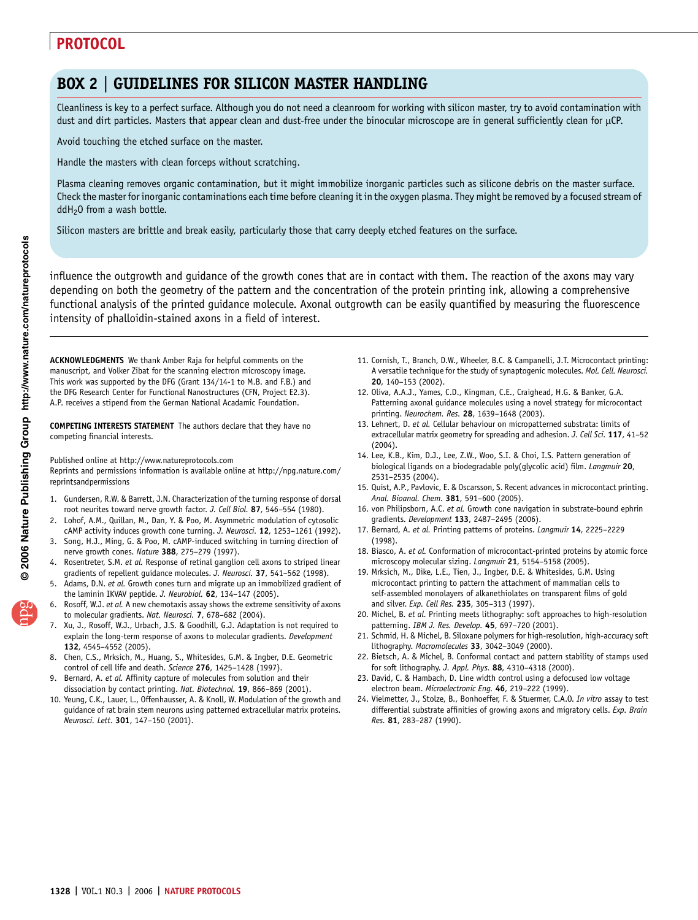## BOX 2 | GUIDELINES FOR SILICON MASTER HANDLING

Cleanliness is key to a perfect surface. Although you do not need a cleanroom for working with silicon master, try to avoid contamination with dust and dirt particles. Masters that appear clean and dust-free under the binocular microscope are in general sufficiently clean for μCP.

Avoid touching the etched surface on the master.

Handle the masters with clean forceps without scratching.

Plasma cleaning removes organic contamination, but it might immobilize inorganic particles such as silicone debris on the master surface. Check the master for inorganic contaminations each time before cleaning it in the oxygen plasma. They might be removed by a focused stream of $ddH_2O$ from a wash bottle.

Silicon masters are brittle and break easily, particularly those that carry deeply etched features on the surface.

influence the outgrowth and guidance of the growth cones that are in contact with them. The reaction of the axons may vary depending on both the geometry of the pattern and the concentration of the protein printing ink, allowing a comprehensive functional analysis of the printed guidance molecule. Axonal outgrowth can be easily quantified by measuring the fluorescence intensity of phalloidin-stained axons in a field of interest.

**ACKNOWLEDGMENTS** We thank Amber Raja for helpful comments on the manuscript, and Volker Zibat for the scanning electron microscopy image. This work was supported by the DFG (Grant 134/14-1 to M.B. and F.B.) and the DFG Research Center for Functional Nanostructures (CFN, Project E2.3). A.P. receives a stipend from the German National Acadamic Foundation.

**COMPETING INTERESTS STATEMENT** The authors declare that they have no competing financial interests.

Published online at http://www.natureprotocols.com
Reprints and permissions information is available online at http://npg.nature.com/reprintsandpermissions

1. Gundersen, R.W. & Barrett, J.N. Characterization of the turning response of dorsal root neurites toward nerve growth factor. *J. Cell Biol.* **87**, 546–554 (1980).
2. Lohof, A.M., Quillan, M., Dan, Y. & Poo, M. Asymmetric modulation of cytosolic cAMP activity induces growth cone turning. *J. Neurosci.* **12**, 1253–1261 (1992).
3. Song, H.J., Ming, G. & Poo, M. cAMP-induced switching in turning direction of nerve growth cones. *Nature* **388**, 275–279 (1997).
4. Rosentreter, S.M. *et al.* Response of retinal ganglion cell axons to striped linear gradients of repellent guidance molecules. *J. Neurosci.* **37**, 541–562 (1998).
5. Adams, D.N. *et al.* Growth cones turn and migrate up an immobilized gradient of the laminin IKVAV peptide. *J. Neurobiol.* **62**, 134–147 (2005).
6. Rosoff, W.J. *et al.* A new chemotaxis assay shows the extreme sensitivity of axons to molecular gradients. *Nat. Neurosci.* **7**, 678–682 (2004).
7. Xu, J., Rosoff, W.J., Urbach, J.S. & Goodhill, G.J. Adaptation is not required to explain the long-term response of axons to molecular gradients. *Development* **132**, 4545–4552 (2005).
8. Chen, C.S., Mrksich, M., Huang, S., Whitesides, G.M. & Ingber, D.E. Geometric control of cell life and death. *Science* **276**, 1425–1428 (1997).
9. Bernard, A. *et al.* Affinity capture of molecules from solution and their dissociation by contact printing. *Nat. Biotechnol.* **19**, 866–869 (2001).
10. Yeung, C.K., Lauer, L., Offenhausser, A. & Knoll, W. Modulation of the growth and guidance of rat brain stem neurons using patterned extracellular matrix proteins. *Neurosci. Lett.* **301**, 147–150 (2001).
11. Cornish, T., Branch, D.W., Wheeler, B.C. & Campanelli, J.T. Microcontact printing: A versatile technique for the study of synaptogenic molecules. *Mol. Cell. Neurosci.* **20**, 140–153 (2002).
12. Oliva, A.A.J., Yames, C.D., Kingman, C.E., Craighead, H.G. & Banker, G.A. Patterning axonal guidance molecules using a novel strategy for microcontact printing. *Neurochem. Res.* **28**, 1639–1648 (2003).
13. Lehnert, D. *et al.* Cellular behaviour on micropatterned substrata: limits of extracellular matrix geometry for spreading and adhesion. *J. Cell Sci.* **117**, 41–52 (2004).
14. Lee, K.B., Kim, D.J., Lee, Z.W., Woo, S.I. & Choi, I.S. Pattern generation of biological ligands on a biodegradable poly(glycolic acid) film. *Langmuir* **20**, 2531–2535 (2004).
15. Quist, A.P., Pavlovic, E. & Oscarsson, S. Recent advances in microcontact printing. *Anal. Bioanal. Chem.* **381**, 591–600 (2005).
16. von Philipsborn, A.C. *et al.* Growth cone navigation in substrate-bound ephrin gradients. *Development* **133**, 2487–2495 (2006).
17. Bernard, A. *et al.* Printing patterns of proteins. *Langmuir* **14**, 2225–2229 (1998).
18. Biasco, A. *et al.* Conformation of microcontact-printed proteins by atomic force microscopy molecular sizing. *Langmuir* **21**, 5154–5158 (2005).
19. Mrksich, M., Dike, L.E., Tien, J., Ingber, D.E. & Whitesides, G.M. Using microcontact printing to pattern the attachment of mammalian cells to self-assembled monolayers of alkanethiolates on transparent films of gold and silver. *Exp. Cell Res.* **235**, 305–313 (1997).
20. Michel, B. *et al.* Printing meets lithography: soft approaches to high-resolution patterning. *IBM J. Res. Develop.* **45**, 697–720 (2001).
21. Schmid, H. & Michel, B. Siloxane polymers for high-resolution, high-accuracy soft lithography. *Macromolecules* **33**, 3042–3049 (2000).
22. Bietsch, A. & Michel, B. Conformal contact and pattern stability of stamps used for soft lithography. *J. Appl. Phys.* **88**, 4310–4318 (2000).
23. David, C. & Hambach, D. Line width control using a defocused low voltage electron beam. *Microelectronic Eng.* **46**, 219–222 (1999).
24. Vielmetter, J., Stolze, B., Bonhoeffer, F. & Stuermer, C.A.O. *In vitro* assay to test differential substrate affinities of growing axons and migratory cells. *Exp. Brain Res.* **81**, 283–287 (1990).